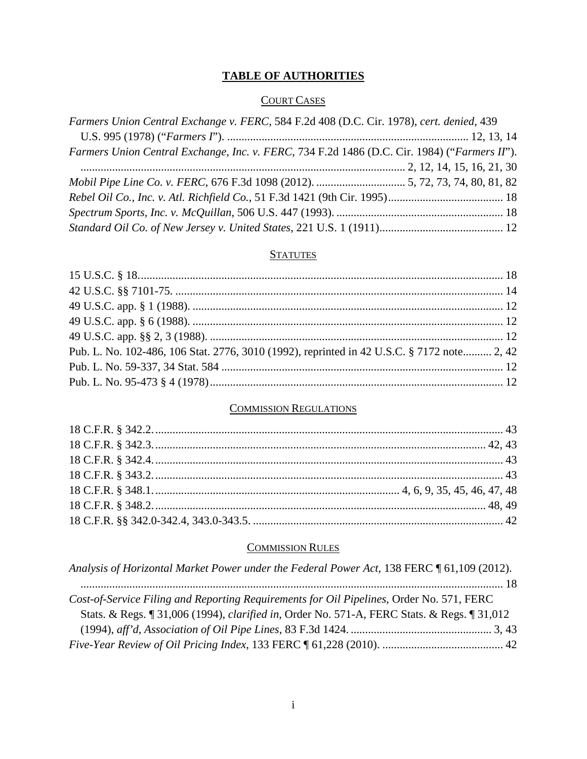# TABLE OF AUTHORITIES

## COURT CASES

*Farmers Union Central Exchange v. FERC*, 584 F.2d 408 (D.C. Cir. 1978), *cert. denied*, 439 U.S. 995 (1978) ("*Farmers I*"). .................................................................................... 12, 13, 14

*Farmers Union Central Exchange, Inc. v. FERC*, 734 F.2d 1486 (D.C. Cir. 1984) ("*Farmers II*"). ................................................................................................................ 2, 12, 14, 15, 16, 21, 30

*Mobil Pipe Line Co. v. FERC*, 676 F.3d 1098 (2012). ............................... 5, 72, 73, 74, 80, 81, 82

*Rebel Oil Co., Inc. v. Atl. Richfield Co.*, 51 F.3d 1421 (9th Cir. 1995)........................................ 18

*Spectrum Sports, Inc. v. McQuillan*, 506 U.S. 447 (1993). .......................................................... 18

*Standard Oil Co. of New Jersey v. United States*, 221 U.S. 1 (1911)........................................... 12

## STATUTES

15 U.S.C. § 18.............................................................................................................................. 18

42 U.S.C. §§ 7101-75. .................................................................................................................. 14

49 U.S.C. app. § 1 (1988). ............................................................................................................ 12

49 U.S.C. app. § 6 (1988). ............................................................................................................ 12

49 U.S.C. app. §§ 2, 3 (1988). ...................................................................................................... 12

Pub. L. No. 102-486, 106 Stat. 2776, 3010 (1992), reprinted in 42 U.S.C. § 7172 note.......... 2, 42

Pub. L. No. 59-337, 34 Stat. 584 .................................................................................................. 12

Pub. L. No. 95-473 § 4 (1978)...................................................................................................... 12

## COMMISSION REGULATIONS

18 C.F.R. § 342.2......................................................................................................................... 43

18 C.F.R. § 342.3................................................................................................................... 42, 43

18 C.F.R. § 342.4......................................................................................................................... 43

18 C.F.R. § 343.2......................................................................................................................... 43

18 C.F.R. § 348.1..................................................................................... 4, 6, 9, 35, 45, 46, 47, 48

18 C.F.R. § 348.2.................................................................................................................... 48, 49

18 C.F.R. §§ 342.0-342.4, 343.0-343.5. ....................................................................................... 42

## COMMISSION RULES

*Analysis of Horizontal Market Power under the Federal Power Act*, 138 FERC ¶ 61,109 (2012). ................................................................................................................................................ 18

*Cost-of-Service Filing and Reporting Requirements for Oil Pipelines*, Order No. 571, FERC Stats. & Regs. ¶ 31,006 (1994), *clarified in*, Order No. 571-A, FERC Stats. & Regs. ¶ 31,012 (1994), *aff'd*, *Association of Oil Pipe Lines*, 83 F.3d 1424. ................................................. 3, 43

*Five-Year Review of Oil Pricing Index*, 133 FERC ¶ 61,228 (2010). .......................................... 42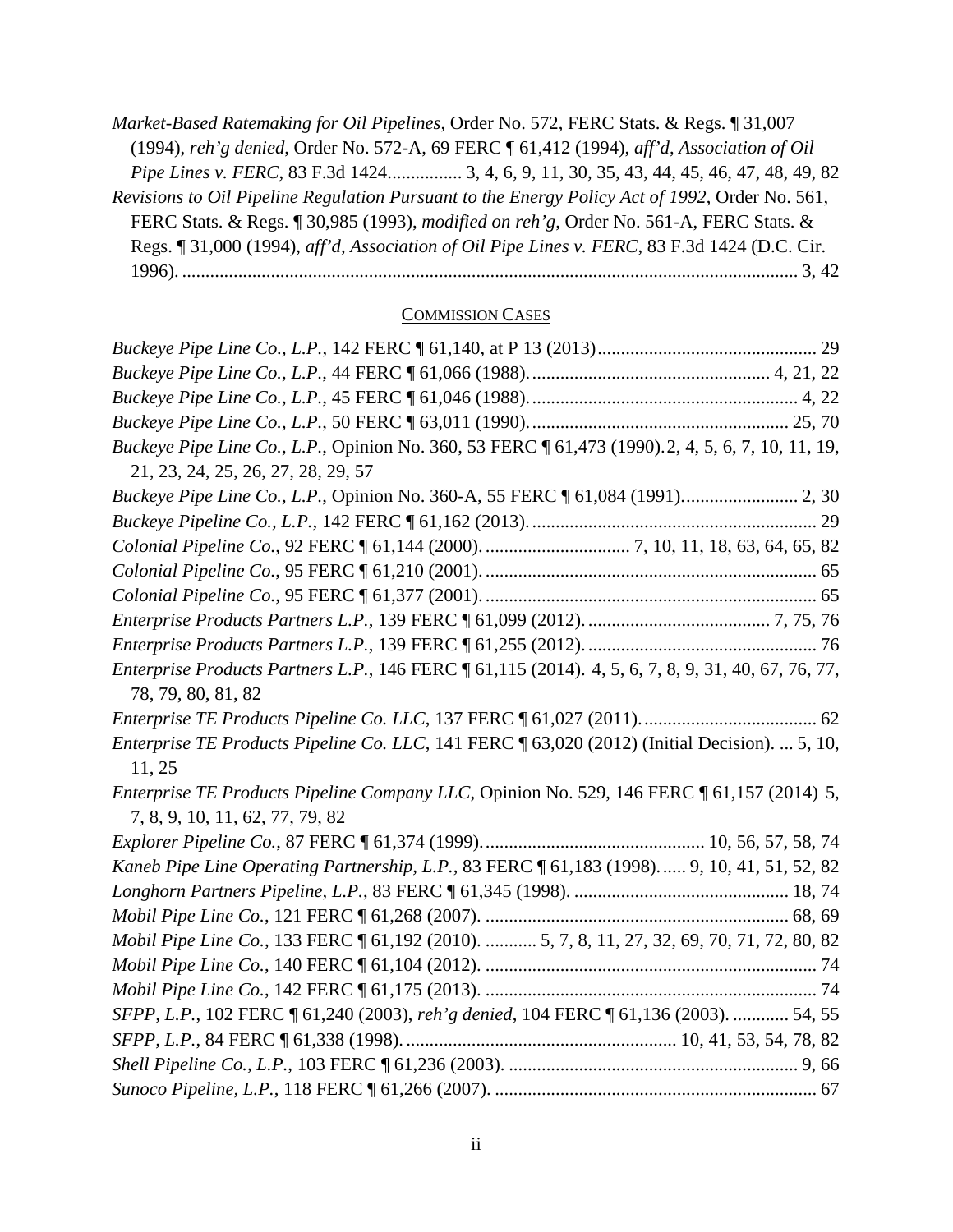*Market-Based Ratemaking for Oil Pipelines*, Order No. 572, FERC Stats. & Regs. ¶ 31,007 (1994), *reh'g denied*, Order No. 572-A, 69 FERC ¶ 61,412 (1994), *aff'd*, *Association of Oil Pipe Lines v. FERC*, 83 F.3d 1424................ 3, 4, 6, 9, 11, 30, 35, 43, 44, 45, 46, 47, 48, 49, 82

*Revisions to Oil Pipeline Regulation Pursuant to the Energy Policy Act of 1992*, Order No. 561, FERC Stats. & Regs. ¶ 30,985 (1993), *modified on reh'g*, Order No. 561-A, FERC Stats. & Regs. ¶ 31,000 (1994), *aff'd*, *Association of Oil Pipe Lines v. FERC*, 83 F.3d 1424 (D.C. Cir. 1996). .................................................................................................................... 3, 42

## COMMISSION CASES

*Buckeye Pipe Line Co., L.P.*, 142 FERC ¶ 61,140, at P 13 (2013).............................................. 29

*Buckeye Pipe Line Co., L.P.*, 44 FERC ¶ 61,066 (1988)................................................... 4, 21, 22

*Buckeye Pipe Line Co., L.P.*, 45 FERC ¶ 61,046 (1988)......................................................... 4, 22

*Buckeye Pipe Line Co., L.P.*, 50 FERC ¶ 63,011 (1990)....................................................... 25, 70

*Buckeye Pipe Line Co., L.P.*, Opinion No. 360, 53 FERC ¶ 61,473 (1990). 2, 4, 5, 6, 7, 10, 11, 19, 21, 23, 24, 25, 26, 27, 28, 29, 57

*Buckeye Pipe Line Co., L.P.*, Opinion No. 360-A, 55 FERC ¶ 61,084 (1991)......................... 2, 30

*Buckeye Pipeline Co., L.P.*, 142 FERC ¶ 61,162 (2013)............................................................. 29

*Colonial Pipeline Co.*, 92 FERC ¶ 61,144 (2000)............................... 7, 10, 11, 18, 63, 64, 65, 82

*Colonial Pipeline Co.*, 95 FERC ¶ 61,210 (2001)....................................................................... 65

*Colonial Pipeline Co.*, 95 FERC ¶ 61,377 (2001)....................................................................... 65

*Enterprise Products Partners L.P.*, 139 FERC ¶ 61,099 (2012)....................................... 7, 75, 76

*Enterprise Products Partners L.P.*, 139 FERC ¶ 61,255 (2012)................................................. 76

*Enterprise Products Partners L.P.*, 146 FERC ¶ 61,115 (2014). 4, 5, 6, 7, 8, 9, 31, 40, 67, 76, 77, 78, 79, 80, 81, 82

*Enterprise TE Products Pipeline Co. LLC*, 137 FERC ¶ 61,027 (2011)...................................... 62

*Enterprise TE Products Pipeline Co. LLC*, 141 FERC ¶ 63,020 (2012) (Initial Decision). ... 5, 10, 11, 25

*Enterprise TE Products Pipeline Company LLC*, Opinion No. 529, 146 FERC ¶ 61,157 (2014) 5, 7, 8, 9, 10, 11, 62, 77, 79, 82

*Explorer Pipeline Co.*, 87 FERC ¶ 61,374 (1999)............................................... 10, 56, 57, 58, 74

*Kaneb Pipe Line Operating Partnership, L.P.*, 83 FERC ¶ 61,183 (1998)...... 9, 10, 41, 51, 52, 82

*Longhorn Partners Pipeline, L.P.*, 83 FERC ¶ 61,345 (1998). ............................................. 18, 74

*Mobil Pipe Line Co.*, 121 FERC ¶ 61,268 (2007). ................................................................ 68, 69

*Mobil Pipe Line Co.*, 133 FERC ¶ 61,192 (2010). ........... 5, 7, 8, 11, 27, 32, 69, 70, 71, 72, 80, 82

*Mobil Pipe Line Co.*, 140 FERC ¶ 61,104 (2012). ...................................................................... 74

*Mobil Pipe Line Co.*, 142 FERC ¶ 61,175 (2013). ...................................................................... 74

*SFPP, L.P.*, 102 FERC ¶ 61,240 (2003), *reh'g denied*, 104 FERC ¶ 61,136 (2003). ............ 54, 55

*SFPP, L.P.*, 84 FERC ¶ 61,338 (1998)......................................................... 10, 41, 53, 54, 78, 82

*Shell Pipeline Co., L.P.*, 103 FERC ¶ 61,236 (2003). .............................................................. 9, 66

*Sunoco Pipeline, L.P.*, 118 FERC ¶ 61,266 (2007). .................................................................... 67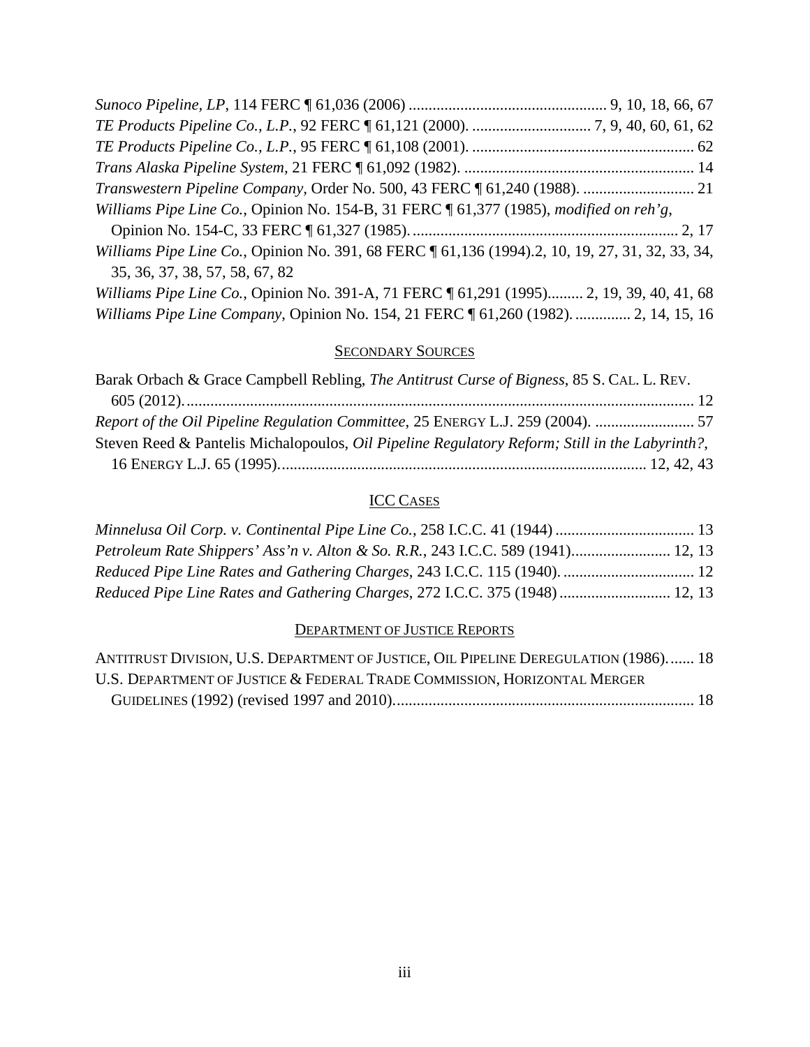*Sunoco Pipeline, LP*, 114 FERC ¶ 61,036 (2006) .................................................. 9, 10, 18, 66, 67

*TE Products Pipeline Co., L.P.*, 92 FERC ¶ 61,121 (2000). .............................. 7, 9, 40, 60, 61, 62

*TE Products Pipeline Co., L.P.*, 95 FERC ¶ 61,108 (2001). ........................................................ 62

*Trans Alaska Pipeline System*, 21 FERC ¶ 61,092 (1982). .......................................................... 14

*Transwestern Pipeline Company*, Order No. 500, 43 FERC ¶ 61,240 (1988). ............................ 21

*Williams Pipe Line Co.*, Opinion No. 154-B, 31 FERC ¶ 61,377 (1985), *modified on reh'g*, Opinion No. 154-C, 33 FERC ¶ 61,327 (1985). ................................................................... 2, 17

*Williams Pipe Line Co.*, Opinion No. 391, 68 FERC ¶ 61,136 (1994).2, 10, 19, 27, 31, 32, 33, 34, 35, 36, 37, 38, 57, 58, 67, 82

*Williams Pipe Line Co.*, Opinion No. 391-A, 71 FERC ¶ 61,291 (1995)......... 2, 19, 39, 40, 41, 68

*Williams Pipe Line Company*, Opinion No. 154, 21 FERC ¶ 61,260 (1982). ............. 2, 14, 15, 16

## SECONDARY SOURCES

Barak Orbach & Grace Campbell Rebling, *The Antitrust Curse of Bigness*, 85 S. CAL. L. REV. 605 (2012)................................................................................................................. 12

*Report of the Oil Pipeline Regulation Committee*, 25 ENERGY L.J. 259 (2004). ......................... 57

Steven Reed & Pantelis Michalopoulos, *Oil Pipeline Regulatory Reform; Still in the Labyrinth?*, 16 ENERGY L.J. 65 (1995)............................................................................................ 12, 42, 43

## ICC CASES

*Minnelusa Oil Corp. v. Continental Pipe Line Co.*, 258 I.C.C. 41 (1944) ................................... 13

*Petroleum Rate Shippers' Ass'n v. Alton & So. R.R.*, 243 I.C.C. 589 (1941)......................... 12, 13

*Reduced Pipe Line Rates and Gathering Charges*, 243 I.C.C. 115 (1940). ................................. 12

*Reduced Pipe Line Rates and Gathering Charges*, 272 I.C.C. 375 (1948) ............................ 12, 13

## DEPARTMENT OF JUSTICE REPORTS

ANTITRUST DIVISION, U.S. DEPARTMENT OF JUSTICE, OIL PIPELINE DEREGULATION (1986)....... 18

U.S. DEPARTMENT OF JUSTICE & FEDERAL TRADE COMMISSION, HORIZONTAL MERGER GUIDELINES (1992) (revised 1997 and 2010)............................................................................ 18